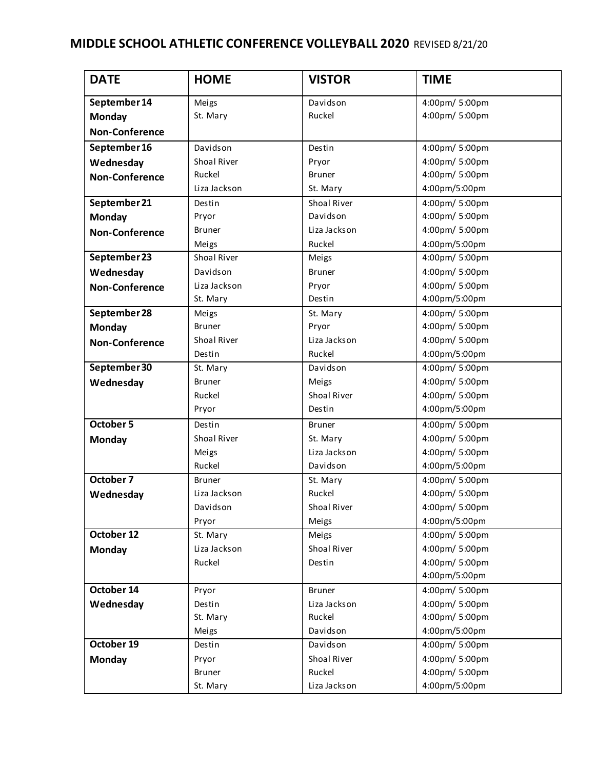# MIDDLE SCHOOL ATHLETIC CONFERENCE VOLLEYBALL 2020 REVISED 8/21/20

| DATE | HOME | VISTOR | TIME |
|---|---|---|---|
| **September 14** | Meigs | Davidson | 4:00pm/ 5:00pm |
| **Monday** | St. Mary | Ruckel | 4:00pm/ 5:00pm |
| **Non-Conference** | | | |
| **September 16** | Davidson | Destin | 4:00pm/ 5:00pm |
| **Wednesday** | Shoal River | Pryor | 4:00pm/ 5:00pm |
| **Non-Conference** | Ruckel | Bruner | 4:00pm/ 5:00pm |
| | Liza Jackson | St. Mary | 4:00pm/5:00pm |
| **September 21** | Destin | Shoal River | 4:00pm/ 5:00pm |
| **Monday** | Pryor | Davidson | 4:00pm/ 5:00pm |
| **Non-Conference** | Bruner | Liza Jackson | 4:00pm/ 5:00pm |
| | Meigs | Ruckel | 4:00pm/5:00pm |
| **September 23** | Shoal River | Meigs | 4:00pm/ 5:00pm |
| **Wednesday** | Davidson | Bruner | 4:00pm/ 5:00pm |
| **Non-Conference** | Liza Jackson | Pryor | 4:00pm/ 5:00pm |
| | St. Mary | Destin | 4:00pm/5:00pm |
| **September 28** | Meigs | St. Mary | 4:00pm/ 5:00pm |
| **Monday** | Bruner | Pryor | 4:00pm/ 5:00pm |
| **Non-Conference** | Shoal River | Liza Jackson | 4:00pm/ 5:00pm |
| | Destin | Ruckel | 4:00pm/5:00pm |
| **September 30** | St. Mary | Davidson | 4:00pm/ 5:00pm |
| **Wednesday** | Bruner | Meigs | 4:00pm/ 5:00pm |
| | Ruckel | Shoal River | 4:00pm/ 5:00pm |
| | Pryor | Destin | 4:00pm/5:00pm |
| **October 5** | Destin | Bruner | 4:00pm/ 5:00pm |
| **Monday** | Shoal River | St. Mary | 4:00pm/ 5:00pm |
| | Meigs | Liza Jackson | 4:00pm/ 5:00pm |
| | Ruckel | Davidson | 4:00pm/5:00pm |
| **October 7** | Bruner | St. Mary | 4:00pm/ 5:00pm |
| **Wednesday** | Liza Jackson | Ruckel | 4:00pm/ 5:00pm |
| | Davidson | Shoal River | 4:00pm/ 5:00pm |
| | Pryor | Meigs | 4:00pm/5:00pm |
| **October 12** | St. Mary | Meigs | 4:00pm/ 5:00pm |
| **Monday** | Liza Jackson | Shoal River | 4:00pm/ 5:00pm |
| | Ruckel | Destin | 4:00pm/ 5:00pm |
| | | | 4:00pm/5:00pm |
| **October 14** | Pryor | Bruner | 4:00pm/ 5:00pm |
| **Wednesday** | Destin | Liza Jackson | 4:00pm/ 5:00pm |
| | St. Mary | Ruckel | 4:00pm/ 5:00pm |
| | Meigs | Davidson | 4:00pm/5:00pm |
| **October 19** | Destin | Davidson | 4:00pm/ 5:00pm |
| **Monday** | Pryor | Shoal River | 4:00pm/ 5:00pm |
| | Bruner | Ruckel | 4:00pm/ 5:00pm |
| | St. Mary | Liza Jackson | 4:00pm/5:00pm |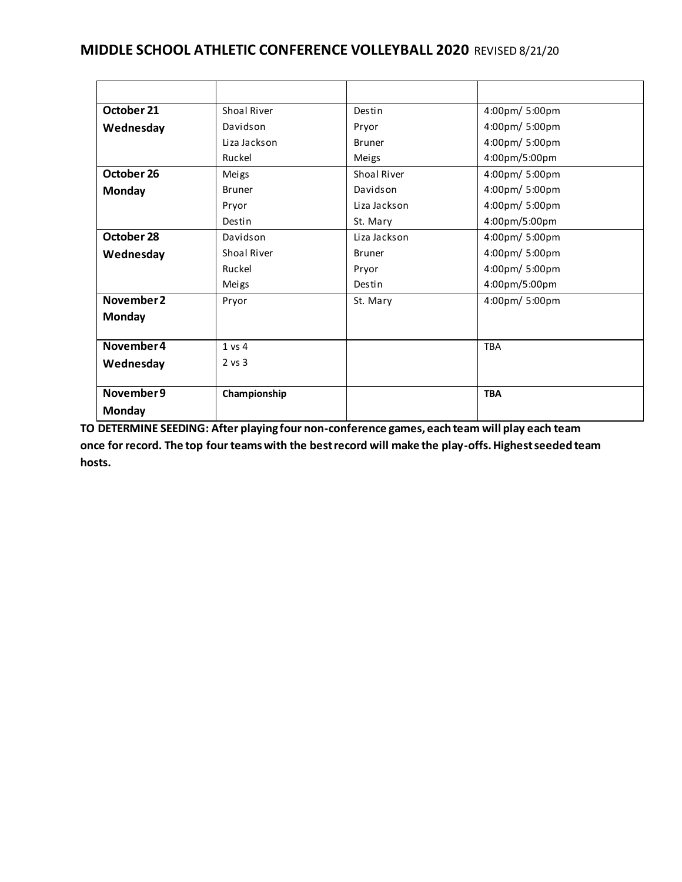## MIDDLE SCHOOL ATHLETIC CONFERENCE VOLLEYBALL 2020 REVISED 8/21/20

| | | | |
|---|---|---|---|
| **October 21 Wednesday** | Shoal River | Destin | 4:00pm/ 5:00pm |
| | Davidson | Pryor | 4:00pm/ 5:00pm |
| | Liza Jackson | Bruner | 4:00pm/ 5:00pm |
| | Ruckel | Meigs | 4:00pm/5:00pm |
| **October 26 Monday** | Meigs | Shoal River | 4:00pm/ 5:00pm |
| | Bruner | Davidson | 4:00pm/ 5:00pm |
| | Pryor | Liza Jackson | 4:00pm/ 5:00pm |
| | Destin | St. Mary | 4:00pm/5:00pm |
| **October 28 Wednesday** | Davidson | Liza Jackson | 4:00pm/ 5:00pm |
| | Shoal River | Bruner | 4:00pm/ 5:00pm |
| | Ruckel | Pryor | 4:00pm/ 5:00pm |
| | Meigs | Destin | 4:00pm/5:00pm |
| **November 2 Monday** | Pryor | St. Mary | 4:00pm/ 5:00pm |
| **November 4 Wednesday** | 1 vs 4 | | TBA |
| | 2 vs 3 | | |
| **November 9 Monday** | **Championship** | | **TBA** |

**TO DETERMINE SEEDING: After playing four non-conference games, each team will play each team once for record. The top four teams with the best record will make the play-offs. Highest seeded team hosts.**